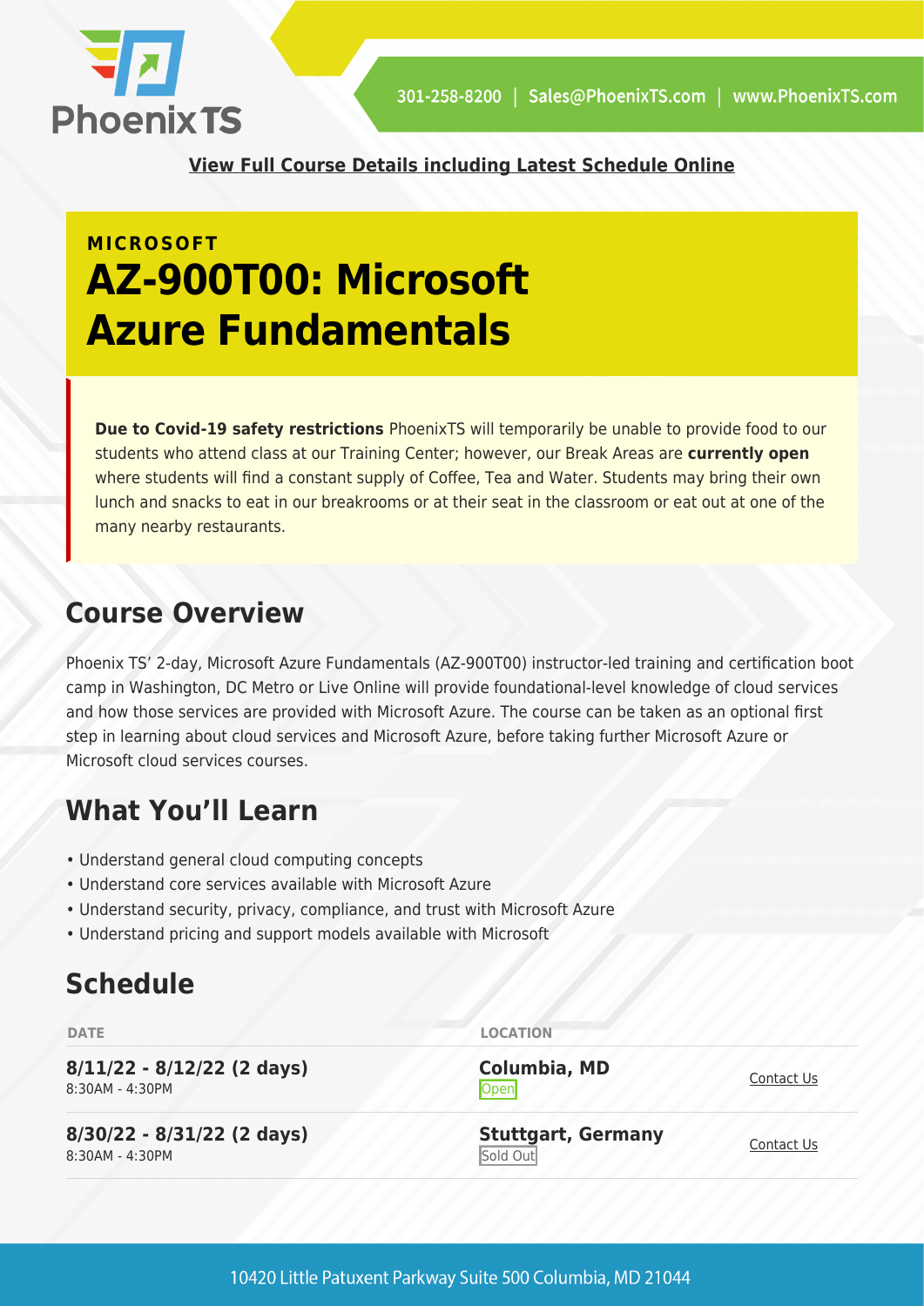**View Full Course Details including Latest Schedule Online**

**MICROSOFT**

# AZ-900T00: Microsoft Azure Fundamentals

**Due to Covid-19 safety restrictions** PhoenixTS will temporarily be unable to provide food to our students who attend class at our Training Center; however, our Break Areas are **currently open** where students will find a constant supply of Coffee, Tea and Water. Students may bring their own lunch and snacks to eat in our breakrooms or at their seat in the classroom or eat out at one of the many nearby restaurants.

## Course Overview

Phoenix TS' 2-day, Microsoft Azure Fundamentals (AZ-900T00) instructor-led training and certification boot camp in Washington, DC Metro or Live Online will provide foundational-level knowledge of cloud services and how those services are provided with Microsoft Azure. The course can be taken as an optional first step in learning about cloud services and Microsoft Azure, before taking further Microsoft Azure or Microsoft cloud services courses.

## What You'll Learn

- Understand general cloud computing concepts
- Understand core services available with Microsoft Azure
- Understand security, privacy, compliance, and trust with Microsoft Azure
- Understand pricing and support models available with Microsoft

## Schedule

| DATE | LOCATION | |
|---|---|---|
| **8/11/22 - 8/12/22 (2 days)**<br>8:30AM - 4:30PM | **Columbia, MD**<br>Open | Contact Us |
| **8/30/22 - 8/31/22 (2 days)**<br>8:30AM - 4:30PM | **Stuttgart, Germany**<br>Sold Out | Contact Us |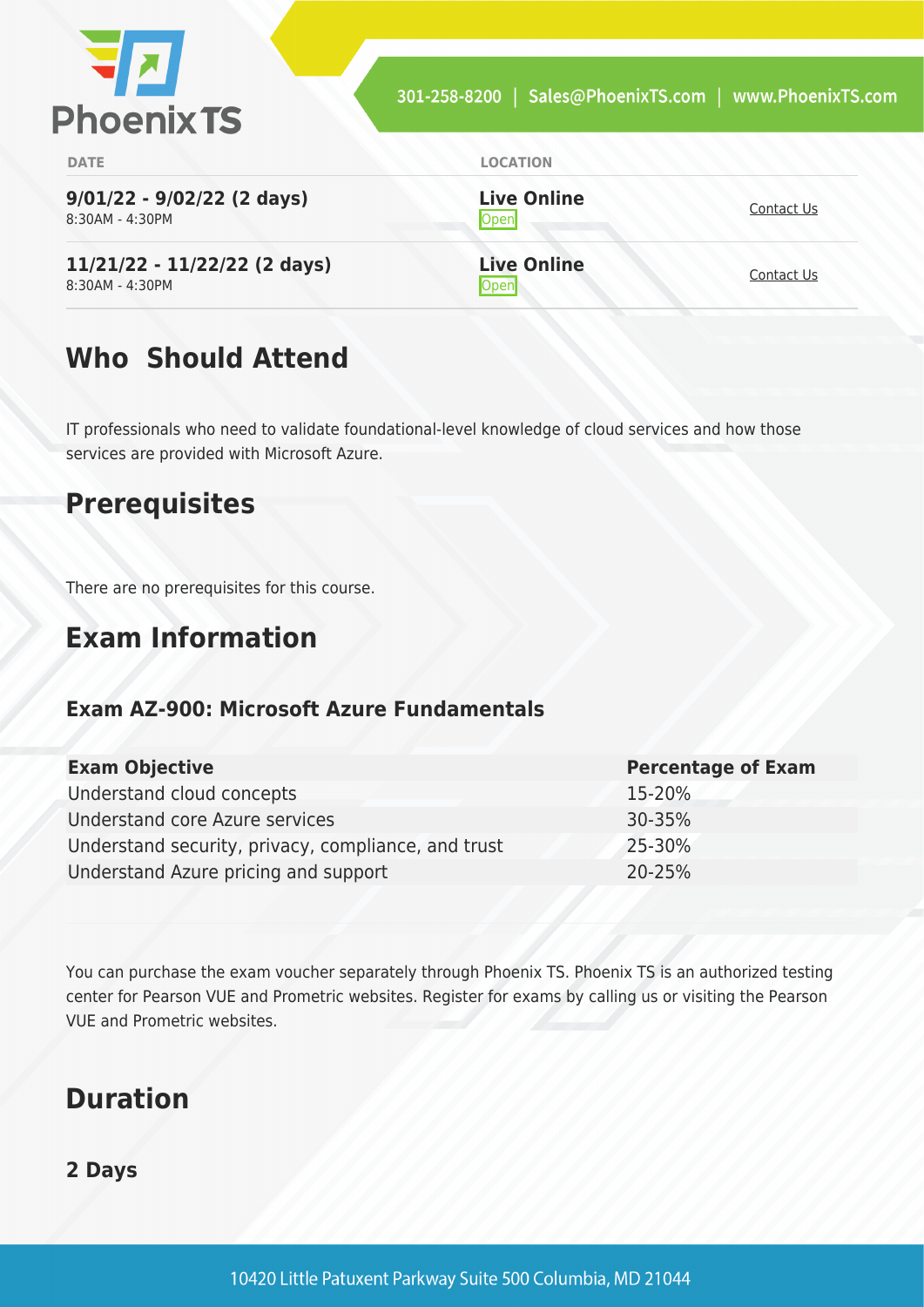| DATE | LOCATION | |
|---|---|---|
| **9/01/22 - 9/02/22 (2 days)**<br>8:30AM - 4:30PM | **Live Online**<br>Open | Contact Us |
| **11/21/22 - 11/22/22 (2 days)**<br>8:30AM - 4:30PM | **Live Online**<br>Open | Contact Us |

## Who Should Attend

IT professionals who need to validate foundational-level knowledge of cloud services and how those services are provided with Microsoft Azure.

## Prerequisites

There are no prerequisites for this course.

## Exam Information

### Exam AZ-900: Microsoft Azure Fundamentals

| Exam Objective | Percentage of Exam |
|---|---|
| Understand cloud concepts | 15-20% |
| Understand core Azure services | 30-35% |
| Understand security, privacy, compliance, and trust | 25-30% |
| Understand Azure pricing and support | 20-25% |

You can purchase the exam voucher separately through Phoenix TS. Phoenix TS is an authorized testing center for Pearson VUE and Prometric websites. Register for exams by calling us or visiting the Pearson VUE and Prometric websites.

## Duration

### 2 Days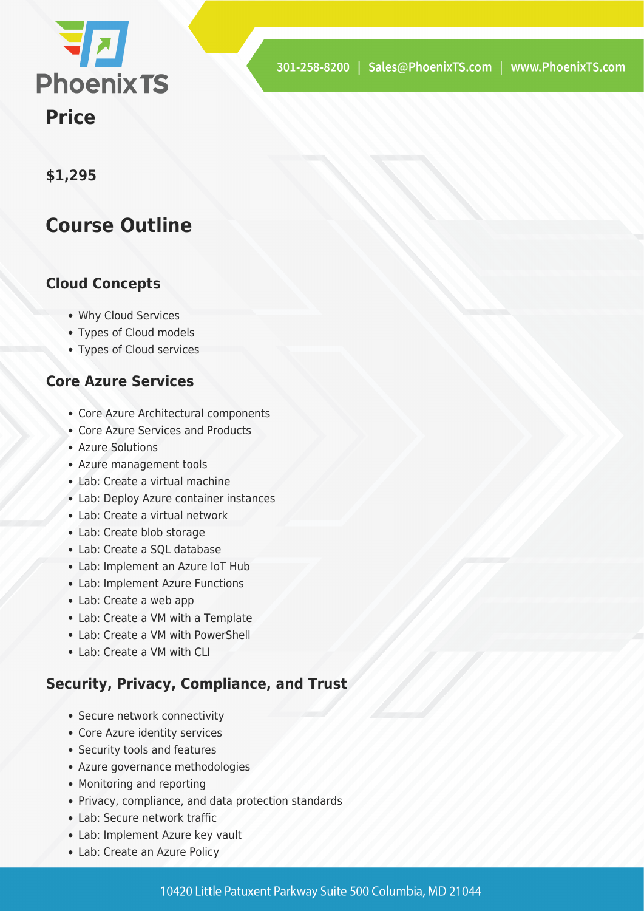## Price

**$1,295**

## Course Outline

### Cloud Concepts

- Why Cloud Services
- Types of Cloud models
- Types of Cloud services

### Core Azure Services

- Core Azure Architectural components
- Core Azure Services and Products
- Azure Solutions
- Azure management tools
- Lab: Create a virtual machine
- Lab: Deploy Azure container instances
- Lab: Create a virtual network
- Lab: Create blob storage
- Lab: Create a SQL database
- Lab: Implement an Azure IoT Hub
- Lab: Implement Azure Functions
- Lab: Create a web app
- Lab: Create a VM with a Template
- Lab: Create a VM with PowerShell
- Lab: Create a VM with CLI

### Security, Privacy, Compliance, and Trust

- Secure network connectivity
- Core Azure identity services
- Security tools and features
- Azure governance methodologies
- Monitoring and reporting
- Privacy, compliance, and data protection standards
- Lab: Secure network traffic
- Lab: Implement Azure key vault
- Lab: Create an Azure Policy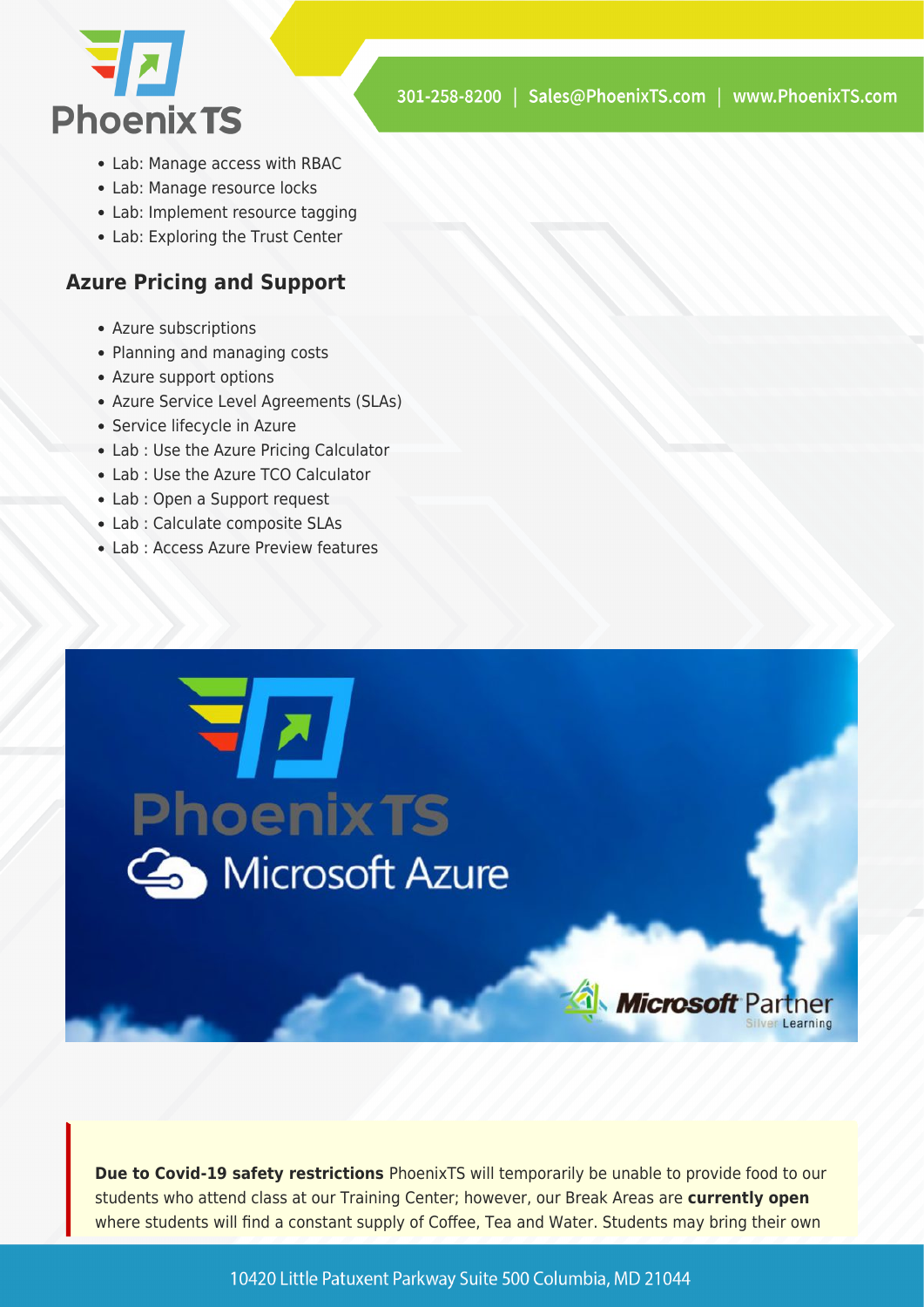- Lab: Manage access with RBAC
- Lab: Manage resource locks
- Lab: Implement resource tagging
- Lab: Exploring the Trust Center

### Azure Pricing and Support

- Azure subscriptions
- Planning and managing costs
- Azure support options
- Azure Service Level Agreements (SLAs)
- Service lifecycle in Azure
- Lab : Use the Azure Pricing Calculator
- Lab : Use the Azure TCO Calculator
- Lab : Open a Support request
- Lab : Calculate composite SLAs
- Lab : Access Azure Preview features

**Due to Covid-19 safety restrictions** PhoenixTS will temporarily be unable to provide food to our students who attend class at our Training Center; however, our Break Areas are **currently open** where students will find a constant supply of Coffee, Tea and Water. Students may bring their own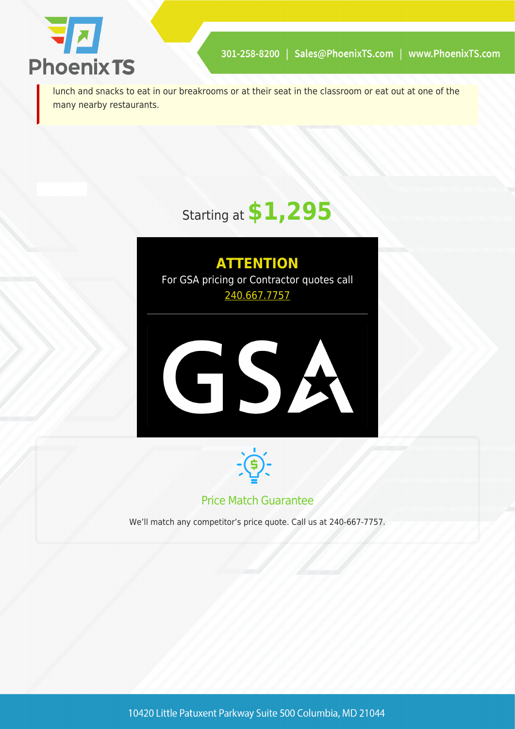lunch and snacks to eat in our breakrooms or at their seat in the classroom or eat out at one of the many nearby restaurants.

Starting at **$1,295**

**ATTENTION**

For GSA pricing or Contractor quotes call 240.667.7757

GSA

Price Match Guarantee

We'll match any competitor's price quote. Call us at 240-667-7757.